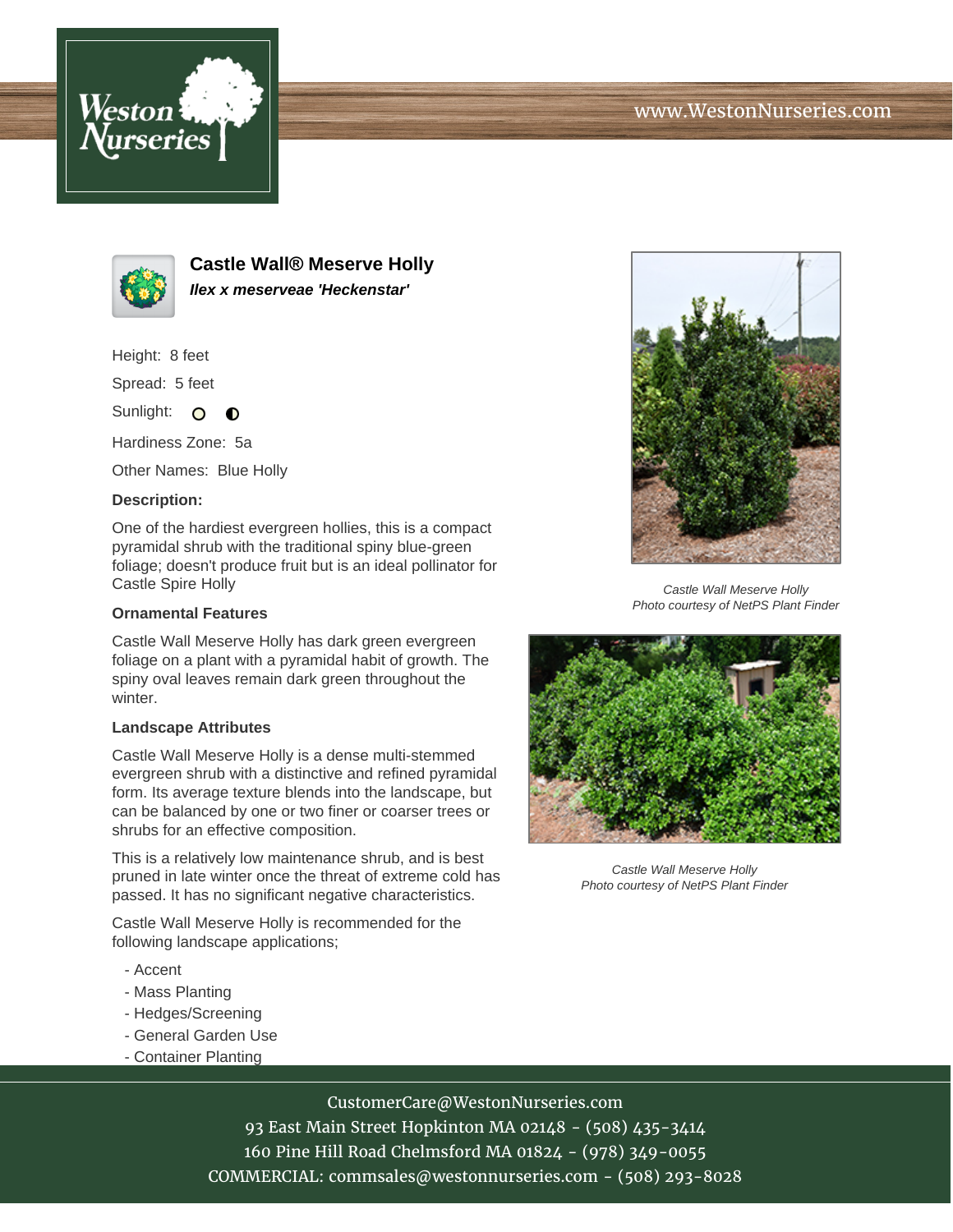# Castle Wall® Meserve Holly

***Ilex x meserveae 'Heckenstar'***

Height: 8 feet

Spread: 5 feet

Sunlight:

Hardiness Zone: 5a

Other Names: Blue Holly

**Description:**

One of the hardiest evergreen hollies, this is a compact pyramidal shrub with the traditional spiny blue-green foliage; doesn't produce fruit but is an ideal pollinator for Castle Spire Holly

### Ornamental Features

Castle Wall Meserve Holly has dark green evergreen foliage on a plant with a pyramidal habit of growth. The spiny oval leaves remain dark green throughout the winter.

### Landscape Attributes

Castle Wall Meserve Holly is a dense multi-stemmed evergreen shrub with a distinctive and refined pyramidal form. Its average texture blends into the landscape, but can be balanced by one or two finer or coarser trees or shrubs for an effective composition.

This is a relatively low maintenance shrub, and is best pruned in late winter once the threat of extreme cold has passed. It has no significant negative characteristics.

Castle Wall Meserve Holly is recommended for the following landscape applications;

- Accent
- Mass Planting
- Hedges/Screening
- General Garden Use
- Container Planting

*Castle Wall Meserve Holly*
*Photo courtesy of NetPS Plant Finder*

*Castle Wall Meserve Holly*
*Photo courtesy of NetPS Plant Finder*

CustomerCare@WestonNurseries.com
93 East Main Street Hopkinton MA 02148 - (508) 435-3414
160 Pine Hill Road Chelmsford MA 01824 - (978) 349-0055
COMMERCIAL: commsales@westonnurseries.com - (508) 293-8028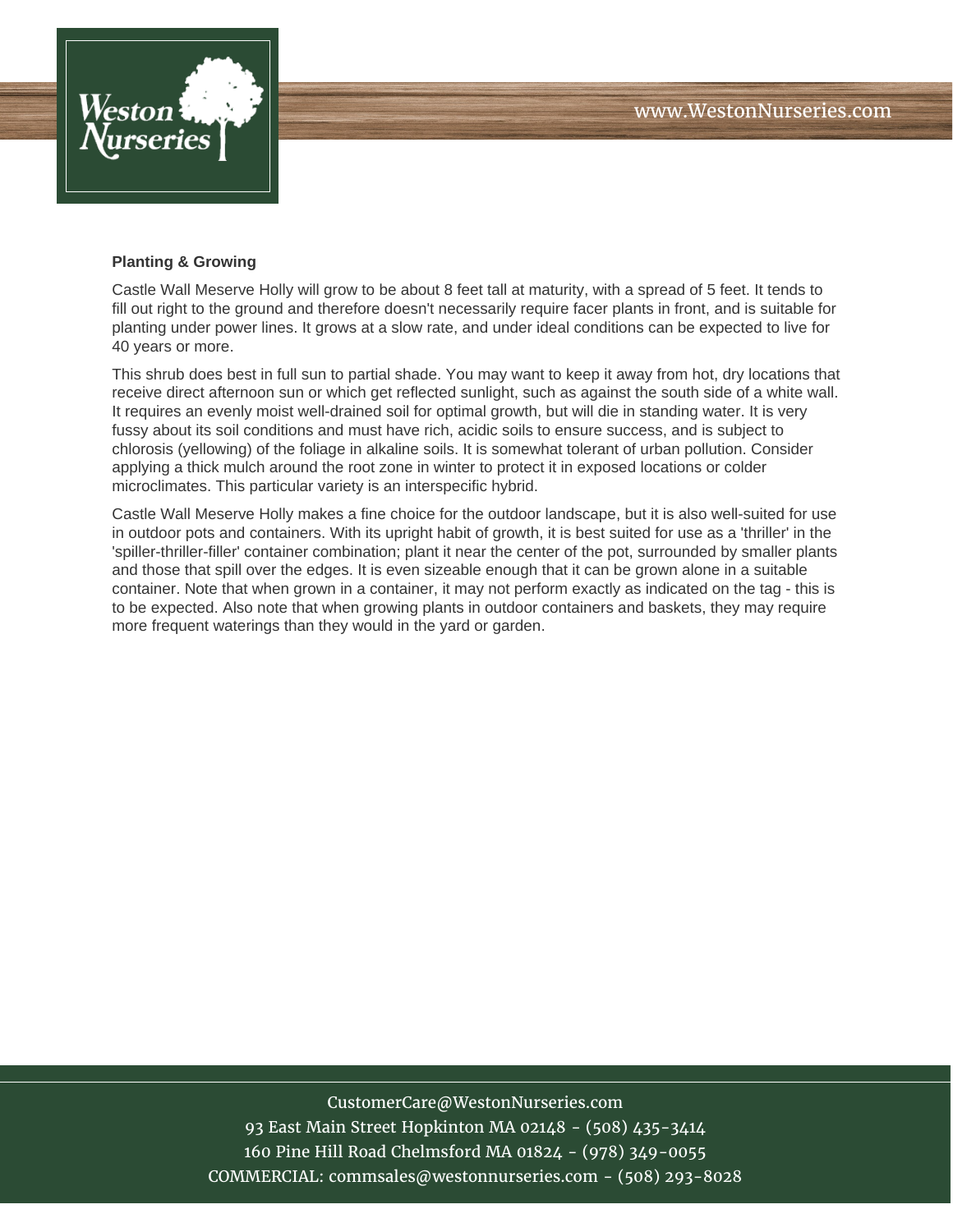**Planting & Growing**

Castle Wall Meserve Holly will grow to be about 8 feet tall at maturity, with a spread of 5 feet. It tends to fill out right to the ground and therefore doesn't necessarily require facer plants in front, and is suitable for planting under power lines. It grows at a slow rate, and under ideal conditions can be expected to live for 40 years or more.

This shrub does best in full sun to partial shade. You may want to keep it away from hot, dry locations that receive direct afternoon sun or which get reflected sunlight, such as against the south side of a white wall. It requires an evenly moist well-drained soil for optimal growth, but will die in standing water. It is very fussy about its soil conditions and must have rich, acidic soils to ensure success, and is subject to chlorosis (yellowing) of the foliage in alkaline soils. It is somewhat tolerant of urban pollution. Consider applying a thick mulch around the root zone in winter to protect it in exposed locations or colder microclimates. This particular variety is an interspecific hybrid.

Castle Wall Meserve Holly makes a fine choice for the outdoor landscape, but it is also well-suited for use in outdoor pots and containers. With its upright habit of growth, it is best suited for use as a 'thriller' in the 'spiller-thriller-filler' container combination; plant it near the center of the pot, surrounded by smaller plants and those that spill over the edges. It is even sizeable enough that it can be grown alone in a suitable container. Note that when grown in a container, it may not perform exactly as indicated on the tag - this is to be expected. Also note that when growing plants in outdoor containers and baskets, they may require more frequent waterings than they would in the yard or garden.